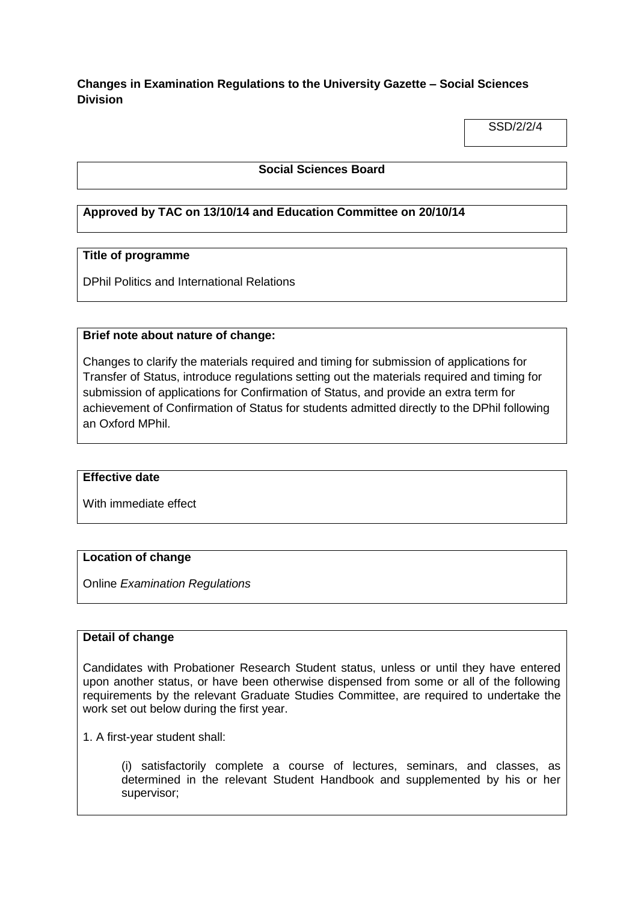**Changes in Examination Regulations to the University Gazette – Social Sciences Division**

SSD/2/2/4

**Social Sciences Board**

**Approved by TAC on 13/10/14 and Education Committee on 20/10/14**

**Title of programme**

DPhil Politics and International Relations

**Brief note about nature of change:**

Changes to clarify the materials required and timing for submission of applications for Transfer of Status, introduce regulations setting out the materials required and timing for submission of applications for Confirmation of Status, and provide an extra term for achievement of Confirmation of Status for students admitted directly to the DPhil following an Oxford MPhil.

**Effective date**

With immediate effect

**Location of change**

Online *Examination Regulations*

**Detail of change**

Candidates with Probationer Research Student status, unless or until they have entered upon another status, or have been otherwise dispensed from some or all of the following requirements by the relevant Graduate Studies Committee, are required to undertake the work set out below during the first year.

1. A first-year student shall:

(i) satisfactorily complete a course of lectures, seminars, and classes, as determined in the relevant Student Handbook and supplemented by his or her supervisor;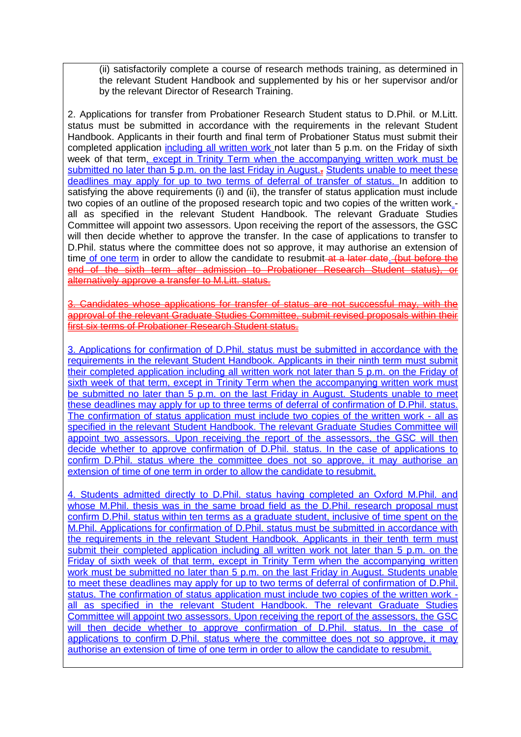(ii) satisfactorily complete a course of research methods training, as determined in the relevant Student Handbook and supplemented by his or her supervisor and/or by the relevant Director of Research Training.

2. Applications for transfer from Probationer Research Student status to D.Phil. or M.Litt. status must be submitted in accordance with the requirements in the relevant Student Handbook. Applicants in their fourth and final term of Probationer Status must submit their completed application including all written work not later than 5 p.m. on the Friday of sixth week of that term, except in Trinity Term when the accompanying written work must be submitted no later than 5 p.m. on the last Friday in August.~~,~~ Students unable to meet these deadlines may apply for up to two terms of deferral of transfer of status. In addition to satisfying the above requirements (i) and (ii), the transfer of status application must include two copies of an outline of the proposed research topic and two copies of the written work - all as specified in the relevant Student Handbook. The relevant Graduate Studies Committee will appoint two assessors. Upon receiving the report of the assessors, the GSC will then decide whether to approve the transfer. In the case of applications to transfer to D.Phil. status where the committee does not so approve, it may authorise an extension of time of one term in order to allow the candidate to resubmit~~ at a later date~~. ~~(but before the end of the sixth term after admission to Probationer Research Student status), or alternatively approve a transfer to M.Litt. status.~~

~~3. Candidates whose applications for transfer of status are not successful may, with the approval of the relevant Graduate Studies Committee, submit revised proposals within their first six terms of Probationer Research Student status.~~

3. Applications for confirmation of D.Phil. status must be submitted in accordance with the requirements in the relevant Student Handbook. Applicants in their ninth term must submit their completed application including all written work not later than 5 p.m. on the Friday of sixth week of that term, except in Trinity Term when the accompanying written work must be submitted no later than 5 p.m. on the last Friday in August. Students unable to meet these deadlines may apply for up to three terms of deferral of confirmation of D.Phil. status. The confirmation of status application must include two copies of the written work - all as specified in the relevant Student Handbook. The relevant Graduate Studies Committee will appoint two assessors. Upon receiving the report of the assessors, the GSC will then decide whether to approve confirmation of D.Phil. status. In the case of applications to confirm D.Phil. status where the committee does not so approve, it may authorise an extension of time of one term in order to allow the candidate to resubmit.

4. Students admitted directly to D.Phil. status having completed an Oxford M.Phil. and whose M.Phil. thesis was in the same broad field as the D.Phil. research proposal must confirm D.Phil. status within ten terms as a graduate student, inclusive of time spent on the M.Phil. Applications for confirmation of D.Phil. status must be submitted in accordance with the requirements in the relevant Student Handbook. Applicants in their tenth term must submit their completed application including all written work not later than 5 p.m. on the Friday of sixth week of that term, except in Trinity Term when the accompanying written work must be submitted no later than 5 p.m. on the last Friday in August. Students unable to meet these deadlines may apply for up to two terms of deferral of confirmation of D.Phil. status. The confirmation of status application must include two copies of the written work - all as specified in the relevant Student Handbook. The relevant Graduate Studies Committee will appoint two assessors. Upon receiving the report of the assessors, the GSC will then decide whether to approve confirmation of D.Phil. status. In the case of applications to confirm D.Phil. status where the committee does not so approve, it may authorise an extension of time of one term in order to allow the candidate to resubmit.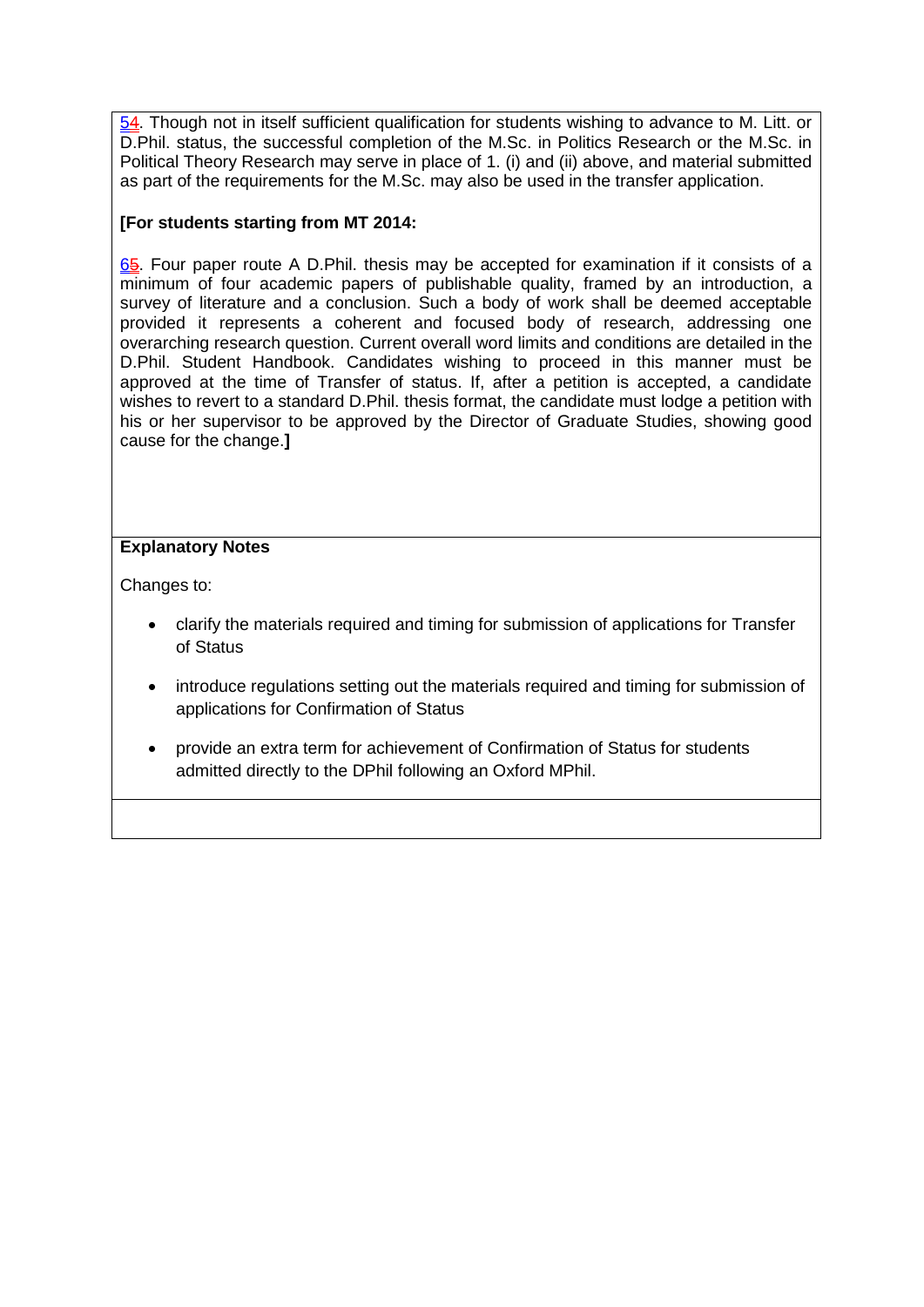~~5~~4. Though not in itself sufficient qualification for students wishing to advance to M. Litt. or D.Phil. status, the successful completion of the M.Sc. in Politics Research or the M.Sc. in Political Theory Research may serve in place of 1. (i) and (ii) above, and material submitted as part of the requirements for the M.Sc. may also be used in the transfer application.

**[For students starting from MT 2014:**

~~6~~5. Four paper route A D.Phil. thesis may be accepted for examination if it consists of a minimum of four academic papers of publishable quality, framed by an introduction, a survey of literature and a conclusion. Such a body of work shall be deemed acceptable provided it represents a coherent and focused body of research, addressing one overarching research question. Current overall word limits and conditions are detailed in the D.Phil. Student Handbook. Candidates wishing to proceed in this manner must be approved at the time of Transfer of status. If, after a petition is accepted, a candidate wishes to revert to a standard D.Phil. thesis format, the candidate must lodge a petition with his or her supervisor to be approved by the Director of Graduate Studies, showing good cause for the change.**]**

**Explanatory Notes**

Changes to:

- clarify the materials required and timing for submission of applications for Transfer of Status
- introduce regulations setting out the materials required and timing for submission of applications for Confirmation of Status
- provide an extra term for achievement of Confirmation of Status for students admitted directly to the DPhil following an Oxford MPhil.